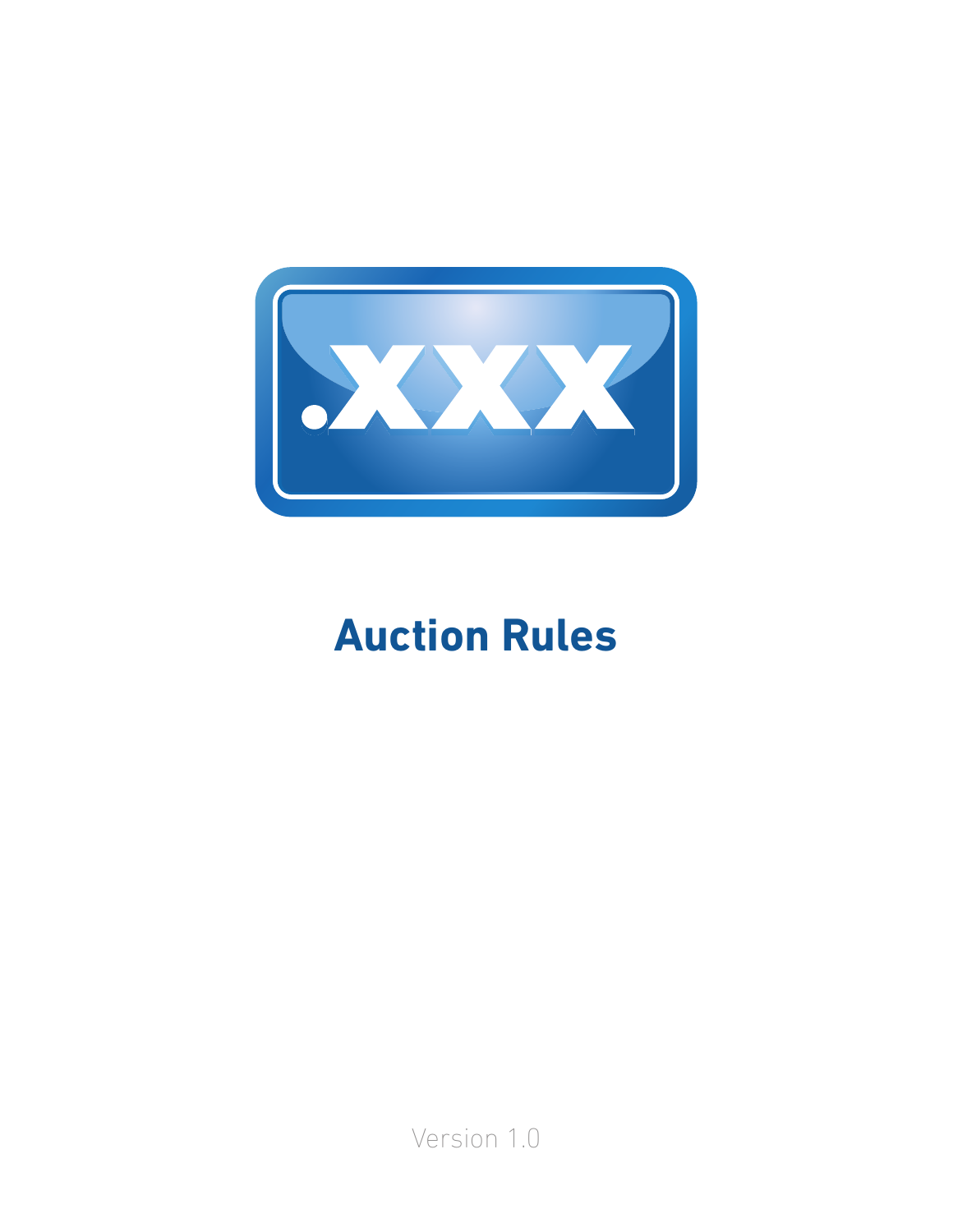.XXX

# Auction Rules

Version 1.0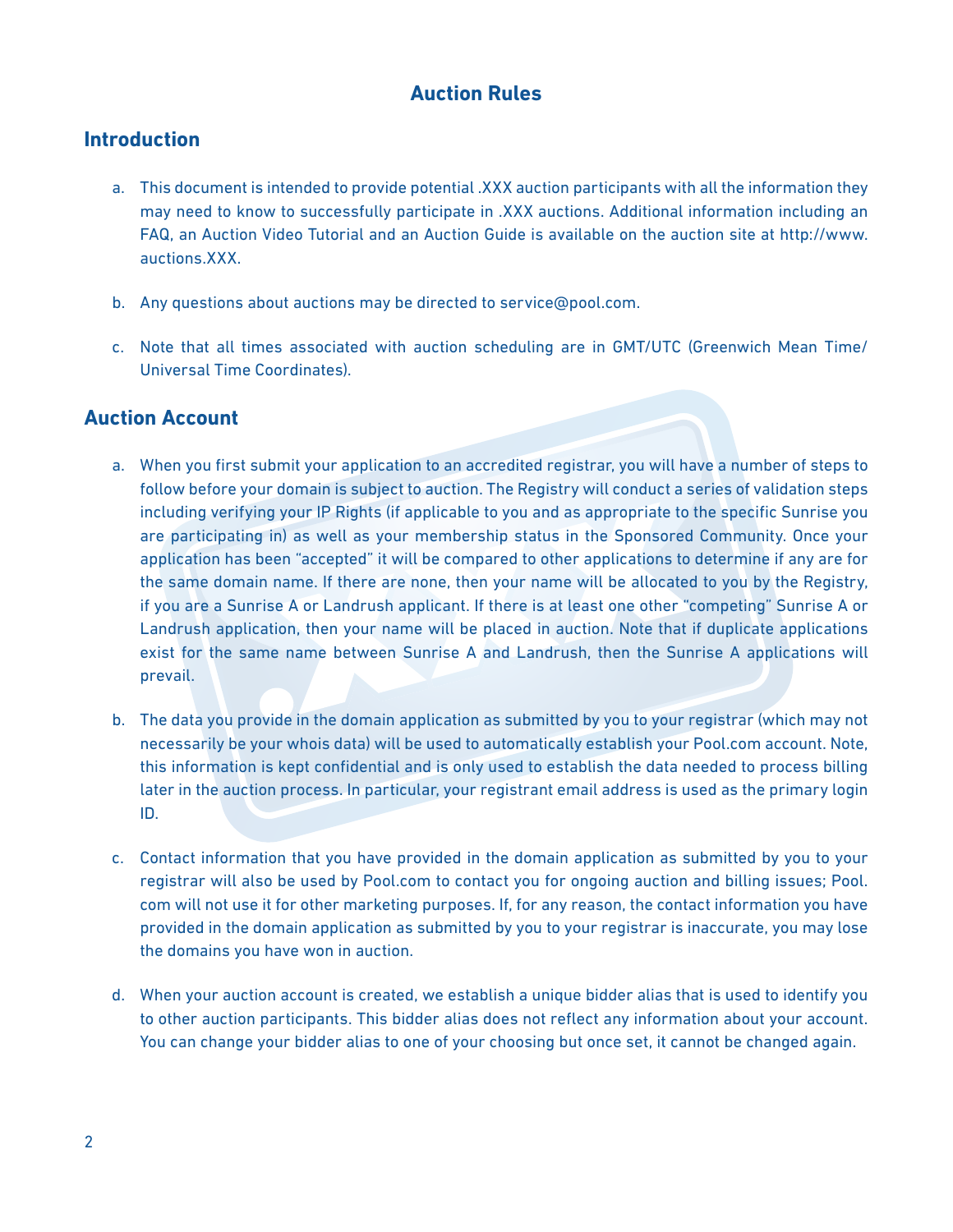# Auction Rules

## Introduction

a. This document is intended to provide potential .XXX auction participants with all the information they may need to know to successfully participate in .XXX auctions. Additional information including an FAQ, an Auction Video Tutorial and an Auction Guide is available on the auction site at http://www.auctions.XXX.

b. Any questions about auctions may be directed to service@pool.com.

c. Note that all times associated with auction scheduling are in GMT/UTC (Greenwich Mean Time/ Universal Time Coordinates).

## Auction Account

a. When you first submit your application to an accredited registrar, you will have a number of steps to follow before your domain is subject to auction. The Registry will conduct a series of validation steps including verifying your IP Rights (if applicable to you and as appropriate to the specific Sunrise you are participating in) as well as your membership status in the Sponsored Community. Once your application has been "accepted" it will be compared to other applications to determine if any are for the same domain name. If there are none, then your name will be allocated to you by the Registry, if you are a Sunrise A or Landrush applicant. If there is at least one other "competing" Sunrise A or Landrush application, then your name will be placed in auction. Note that if duplicate applications exist for the same name between Sunrise A and Landrush, then the Sunrise A applications will prevail.

b. The data you provide in the domain application as submitted by you to your registrar (which may not necessarily be your whois data) will be used to automatically establish your Pool.com account. Note, this information is kept confidential and is only used to establish the data needed to process billing later in the auction process. In particular, your registrant email address is used as the primary login ID.

c. Contact information that you have provided in the domain application as submitted by you to your registrar will also be used by Pool.com to contact you for ongoing auction and billing issues; Pool.com will not use it for other marketing purposes. If, for any reason, the contact information you have provided in the domain application as submitted by you to your registrar is inaccurate, you may lose the domains you have won in auction.

d. When your auction account is created, we establish a unique bidder alias that is used to identify you to other auction participants. This bidder alias does not reflect any information about your account. You can change your bidder alias to one of your choosing but once set, it cannot be changed again.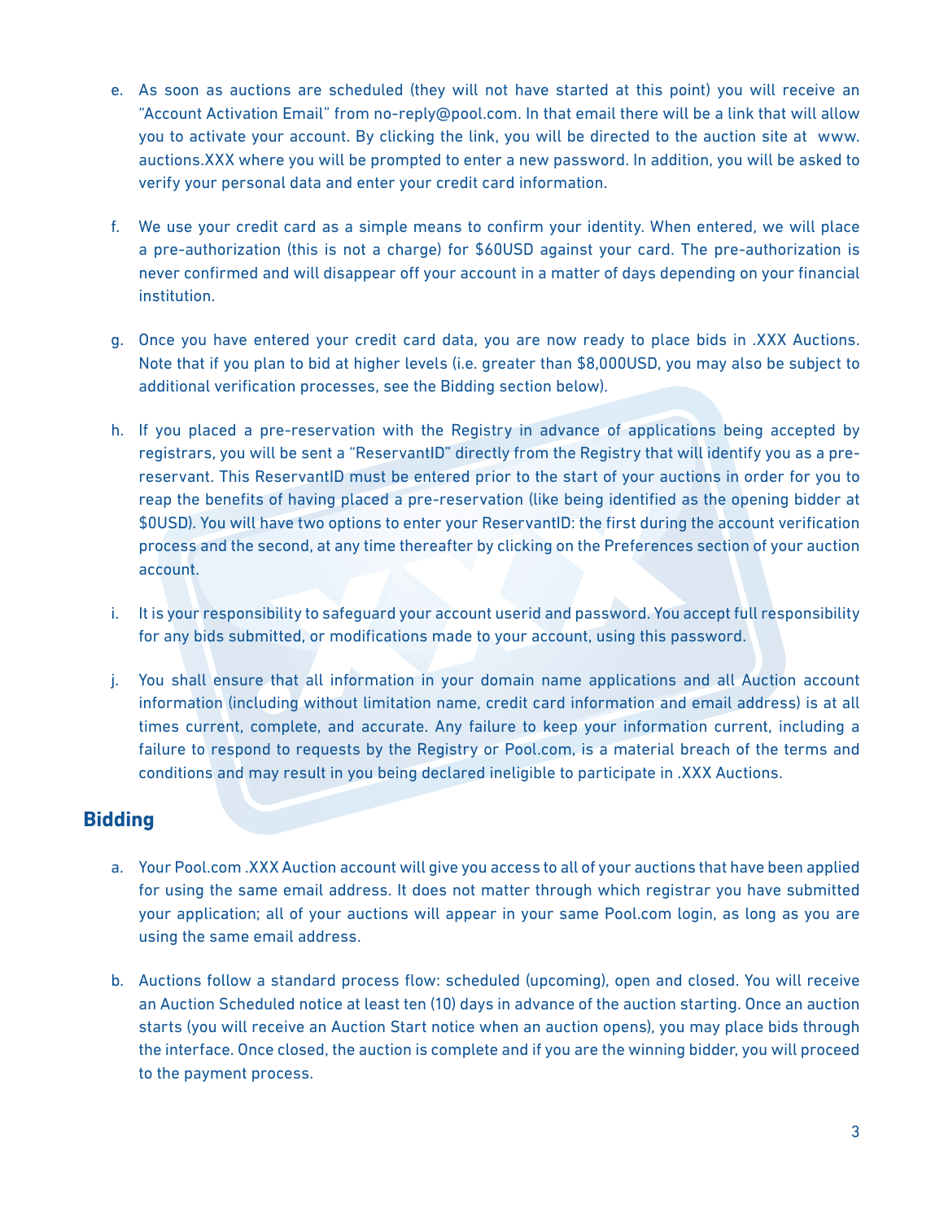e. As soon as auctions are scheduled (they will not have started at this point) you will receive an "Account Activation Email" from no-reply@pool.com. In that email there will be a link that will allow you to activate your account. By clicking the link, you will be directed to the auction site at www.auctions.XXX where you will be prompted to enter a new password. In addition, you will be asked to verify your personal data and enter your credit card information.

f. We use your credit card as a simple means to confirm your identity. When entered, we will place a pre-authorization (this is not a charge) for $60USD against your card. The pre-authorization is never confirmed and will disappear off your account in a matter of days depending on your financial institution.

g. Once you have entered your credit card data, you are now ready to place bids in .XXX Auctions. Note that if you plan to bid at higher levels (i.e. greater than $8,000USD, you may also be subject to additional verification processes, see the Bidding section below).

h. If you placed a pre-reservation with the Registry in advance of applications being accepted by registrars, you will be sent a "ReservantID" directly from the Registry that will identify you as a pre-reservant. This ReservantID must be entered prior to the start of your auctions in order for you to reap the benefits of having placed a pre-reservation (like being identified as the opening bidder at $0USD). You will have two options to enter your ReservantID: the first during the account verification process and the second, at any time thereafter by clicking on the Preferences section of your auction account.

i. It is your responsibility to safeguard your account userid and password. You accept full responsibility for any bids submitted, or modifications made to your account, using this password.

j. You shall ensure that all information in your domain name applications and all Auction account information (including without limitation name, credit card information and email address) is at all times current, complete, and accurate. Any failure to keep your information current, including a failure to respond to requests by the Registry or Pool.com, is a material breach of the terms and conditions and may result in you being declared ineligible to participate in .XXX Auctions.

## Bidding

a. Your Pool.com .XXX Auction account will give you access to all of your auctions that have been applied for using the same email address. It does not matter through which registrar you have submitted your application; all of your auctions will appear in your same Pool.com login, as long as you are using the same email address.

b. Auctions follow a standard process flow: scheduled (upcoming), open and closed. You will receive an Auction Scheduled notice at least ten (10) days in advance of the auction starting. Once an auction starts (you will receive an Auction Start notice when an auction opens), you may place bids through the interface. Once closed, the auction is complete and if you are the winning bidder, you will proceed to the payment process.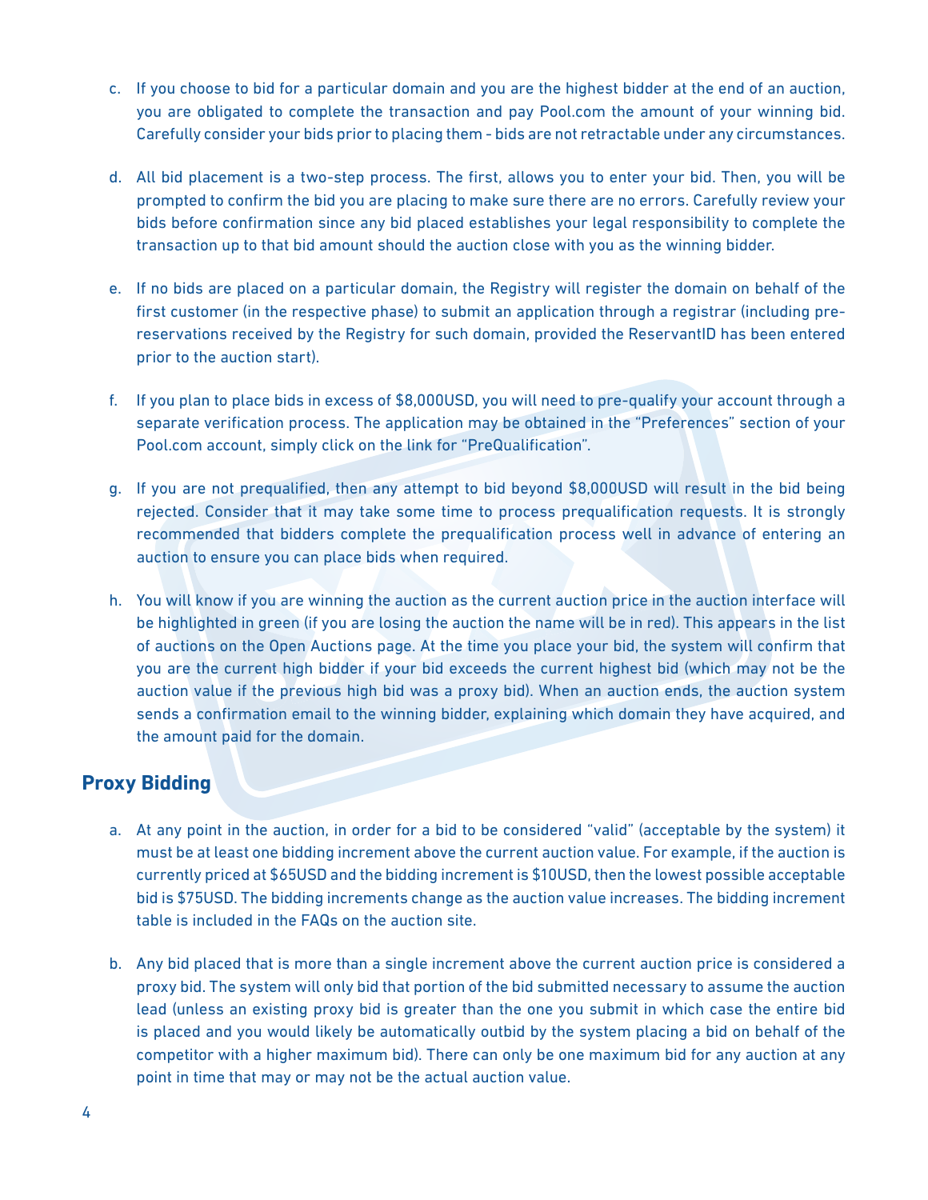c. If you choose to bid for a particular domain and you are the highest bidder at the end of an auction, you are obligated to complete the transaction and pay Pool.com the amount of your winning bid. Carefully consider your bids prior to placing them - bids are not retractable under any circumstances.

d. All bid placement is a two-step process. The first, allows you to enter your bid. Then, you will be prompted to confirm the bid you are placing to make sure there are no errors. Carefully review your bids before confirmation since any bid placed establishes your legal responsibility to complete the transaction up to that bid amount should the auction close with you as the winning bidder.

e. If no bids are placed on a particular domain, the Registry will register the domain on behalf of the first customer (in the respective phase) to submit an application through a registrar (including pre-reservations received by the Registry for such domain, provided the ReservantID has been entered prior to the auction start).

f. If you plan to place bids in excess of $8,000USD, you will need to pre-qualify your account through a separate verification process. The application may be obtained in the "Preferences" section of your Pool.com account, simply click on the link for "PreQualification".

g. If you are not prequalified, then any attempt to bid beyond $8,000USD will result in the bid being rejected. Consider that it may take some time to process prequalification requests. It is strongly recommended that bidders complete the prequalification process well in advance of entering an auction to ensure you can place bids when required.

h. You will know if you are winning the auction as the current auction price in the auction interface will be highlighted in green (if you are losing the auction the name will be in red). This appears in the list of auctions on the Open Auctions page. At the time you place your bid, the system will confirm that you are the current high bidder if your bid exceeds the current highest bid (which may not be the auction value if the previous high bid was a proxy bid). When an auction ends, the auction system sends a confirmation email to the winning bidder, explaining which domain they have acquired, and the amount paid for the domain.

## Proxy Bidding

a. At any point in the auction, in order for a bid to be considered "valid" (acceptable by the system) it must be at least one bidding increment above the current auction value. For example, if the auction is currently priced at $65USD and the bidding increment is $10USD, then the lowest possible acceptable bid is $75USD. The bidding increments change as the auction value increases. The bidding increment table is included in the FAQs on the auction site.

b. Any bid placed that is more than a single increment above the current auction price is considered a proxy bid. The system will only bid that portion of the bid submitted necessary to assume the auction lead (unless an existing proxy bid is greater than the one you submit in which case the entire bid is placed and you would likely be automatically outbid by the system placing a bid on behalf of the competitor with a higher maximum bid). There can only be one maximum bid for any auction at any point in time that may or may not be the actual auction value.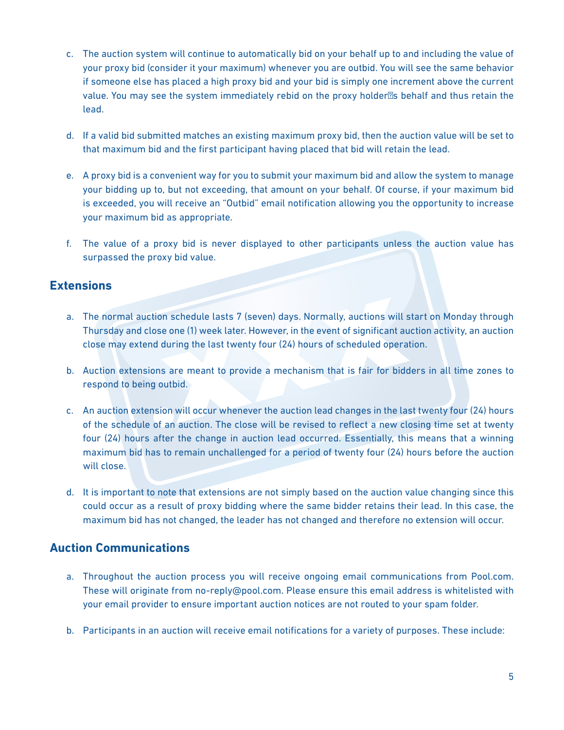c. The auction system will continue to automatically bid on your behalf up to and including the value of your proxy bid (consider it your maximum) whenever you are outbid. You will see the same behavior if someone else has placed a high proxy bid and your bid is simply one increment above the current value. You may see the system immediately rebid on the proxy holder's behalf and thus retain the lead.

d. If a valid bid submitted matches an existing maximum proxy bid, then the auction value will be set to that maximum bid and the first participant having placed that bid will retain the lead.

e. A proxy bid is a convenient way for you to submit your maximum bid and allow the system to manage your bidding up to, but not exceeding, that amount on your behalf. Of course, if your maximum bid is exceeded, you will receive an "Outbid" email notification allowing you the opportunity to increase your maximum bid as appropriate.

f. The value of a proxy bid is never displayed to other participants unless the auction value has surpassed the proxy bid value.

## Extensions

a. The normal auction schedule lasts 7 (seven) days. Normally, auctions will start on Monday through Thursday and close one (1) week later. However, in the event of significant auction activity, an auction close may extend during the last twenty four (24) hours of scheduled operation.

b. Auction extensions are meant to provide a mechanism that is fair for bidders in all time zones to respond to being outbid.

c. An auction extension will occur whenever the auction lead changes in the last twenty four (24) hours of the schedule of an auction. The close will be revised to reflect a new closing time set at twenty four (24) hours after the change in auction lead occurred. Essentially, this means that a winning maximum bid has to remain unchallenged for a period of twenty four (24) hours before the auction will close.

d. It is important to note that extensions are not simply based on the auction value changing since this could occur as a result of proxy bidding where the same bidder retains their lead. In this case, the maximum bid has not changed, the leader has not changed and therefore no extension will occur.

## Auction Communications

a. Throughout the auction process you will receive ongoing email communications from Pool.com. These will originate from no-reply@pool.com. Please ensure this email address is whitelisted with your email provider to ensure important auction notices are not routed to your spam folder.

b. Participants in an auction will receive email notifications for a variety of purposes. These include: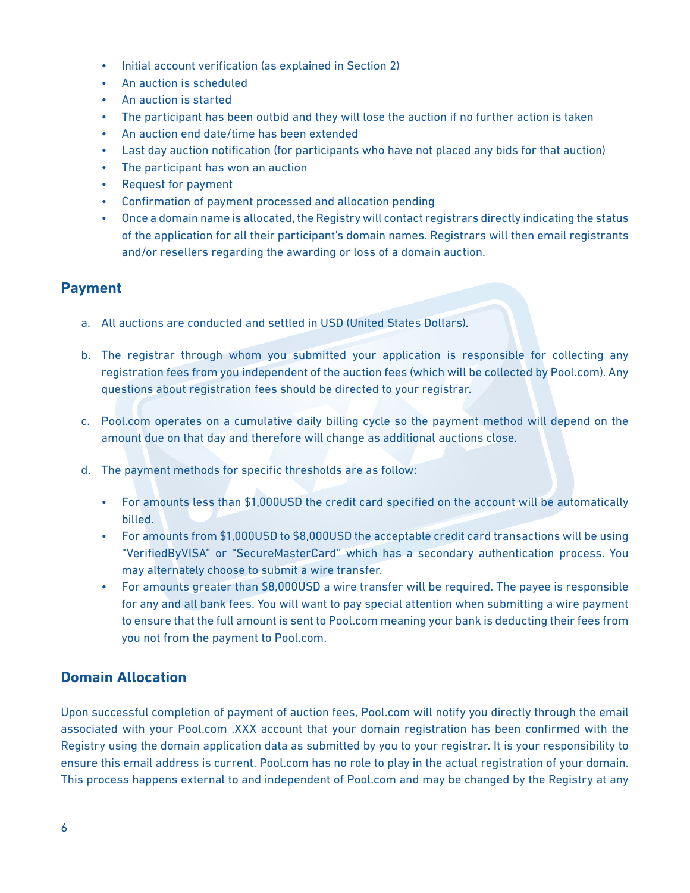- Initial account verification (as explained in Section 2)
- An auction is scheduled
- An auction is started
- The participant has been outbid and they will lose the auction if no further action is taken
- An auction end date/time has been extended
- Last day auction notification (for participants who have not placed any bids for that auction)
- The participant has won an auction
- Request for payment
- Confirmation of payment processed and allocation pending
- Once a domain name is allocated, the Registry will contact registrars directly indicating the status of the application for all their participant's domain names. Registrars will then email registrants and/or resellers regarding the awarding or loss of a domain auction.

## Payment

a. All auctions are conducted and settled in USD (United States Dollars).

b. The registrar through whom you submitted your application is responsible for collecting any registration fees from you independent of the auction fees (which will be collected by Pool.com). Any questions about registration fees should be directed to your registrar.

c. Pool.com operates on a cumulative daily billing cycle so the payment method will depend on the amount due on that day and therefore will change as additional auctions close.

d. The payment methods for specific thresholds are as follow:

- For amounts less than $1,000USD the credit card specified on the account will be automatically billed.
- For amounts from $1,000USD to $8,000USD the acceptable credit card transactions will be using "VerifiedByVISA" or "SecureMasterCard" which has a secondary authentication process. You may alternately choose to submit a wire transfer.
- For amounts greater than $8,000USD a wire transfer will be required. The payee is responsible for any and all bank fees. You will want to pay special attention when submitting a wire payment to ensure that the full amount is sent to Pool.com meaning your bank is deducting their fees from you not from the payment to Pool.com.

## Domain Allocation

Upon successful completion of payment of auction fees, Pool.com will notify you directly through the email associated with your Pool.com .XXX account that your domain registration has been confirmed with the Registry using the domain application data as submitted by you to your registrar. It is your responsibility to ensure this email address is current. Pool.com has no role to play in the actual registration of your domain. This process happens external to and independent of Pool.com and may be changed by the Registry at any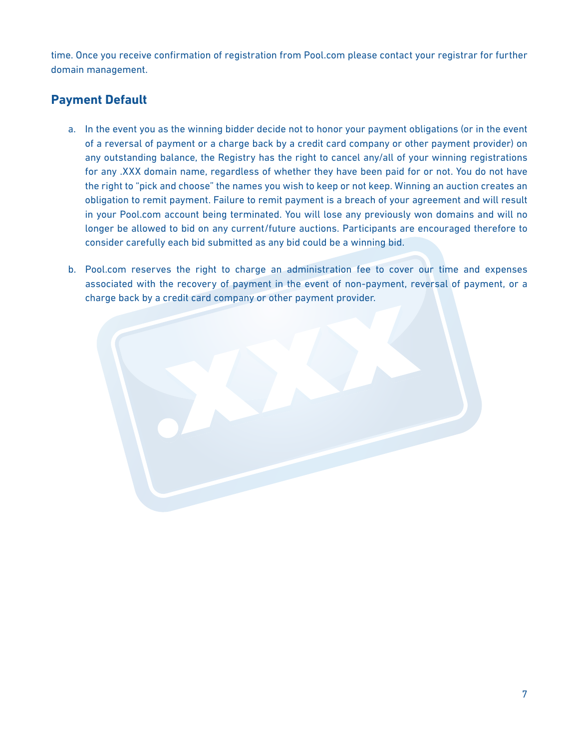time. Once you receive confirmation of registration from Pool.com please contact your registrar for further domain management.

## Payment Default

a. In the event you as the winning bidder decide not to honor your payment obligations (or in the event of a reversal of payment or a charge back by a credit card company or other payment provider) on any outstanding balance, the Registry has the right to cancel any/all of your winning registrations for any .XXX domain name, regardless of whether they have been paid for or not. You do not have the right to "pick and choose" the names you wish to keep or not keep. Winning an auction creates an obligation to remit payment. Failure to remit payment is a breach of your agreement and will result in your Pool.com account being terminated. You will lose any previously won domains and will no longer be allowed to bid on any current/future auctions. Participants are encouraged therefore to consider carefully each bid submitted as any bid could be a winning bid.

b. Pool.com reserves the right to charge an administration fee to cover our time and expenses associated with the recovery of payment in the event of non-payment, reversal of payment, or a charge back by a credit card company or other payment provider.